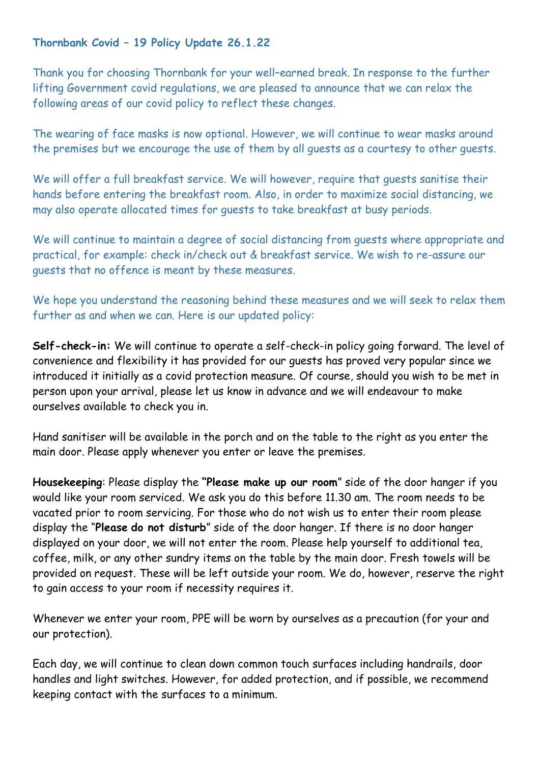**Thornbank Covid – 19 Policy Update 26.1.22**

Thank you for choosing Thornbank for your well–earned break. In response to the further lifting Government covid regulations, we are pleased to announce that we can relax the following areas of our covid policy to reflect these changes.

The wearing of face masks is now optional. However, we will continue to wear masks around the premises but we encourage the use of them by all guests as a courtesy to other guests.

We will offer a full breakfast service. We will however, require that guests sanitise their hands before entering the breakfast room. Also, in order to maximize social distancing, we may also operate allocated times for guests to take breakfast at busy periods.

We will continue to maintain a degree of social distancing from guests where appropriate and practical, for example: check in/check out & breakfast service. We wish to re-assure our guests that no offence is meant by these measures.

We hope you understand the reasoning behind these measures and we will seek to relax them further as and when we can. Here is our updated policy:

**Self-check-in:** We will continue to operate a self-check-in policy going forward. The level of convenience and flexibility it has provided for our guests has proved very popular since we introduced it initially as a covid protection measure. Of course, should you wish to be met in person upon your arrival, please let us know in advance and we will endeavour to make ourselves available to check you in.

Hand sanitiser will be available in the porch and on the table to the right as you enter the main door. Please apply whenever you enter or leave the premises.

**Housekeeping**: Please display the **"Please make up our room"** side of the door hanger if you would like your room serviced. We ask you do this before 11.30 am. The room needs to be vacated prior to room servicing. For those who do not wish us to enter their room please display the "**Please do not disturb**" side of the door hanger. If there is no door hanger displayed on your door, we will not enter the room. Please help yourself to additional tea, coffee, milk, or any other sundry items on the table by the main door. Fresh towels will be provided on request. These will be left outside your room. We do, however, reserve the right to gain access to your room if necessity requires it.

Whenever we enter your room, PPE will be worn by ourselves as a precaution (for your and our protection).

Each day, we will continue to clean down common touch surfaces including handrails, door handles and light switches. However, for added protection, and if possible, we recommend keeping contact with the surfaces to a minimum.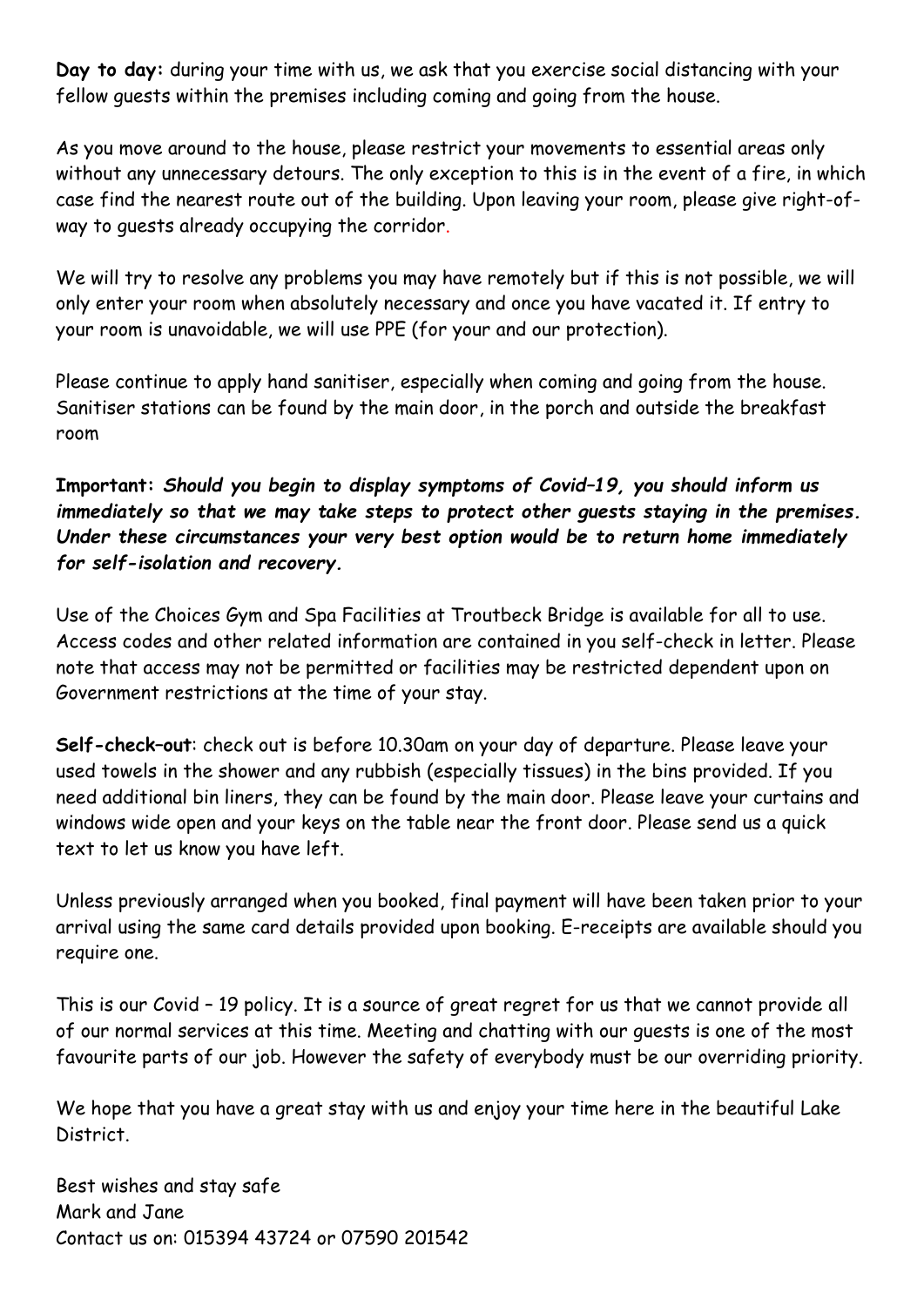**Day to day:** during your time with us, we ask that you exercise social distancing with your fellow guests within the premises including coming and going from the house.

As you move around to the house, please restrict your movements to essential areas only without any unnecessary detours. The only exception to this is in the event of a fire, in which case find the nearest route out of the building. Upon leaving your room, please give right-of-way to guests already occupying the corridor.

We will try to resolve any problems you may have remotely but if this is not possible, we will only enter your room when absolutely necessary and once you have vacated it. If entry to your room is unavoidable, we will use PPE (for your and our protection).

Please continue to apply hand sanitiser, especially when coming and going from the house. Sanitiser stations can be found by the main door, in the porch and outside the breakfast room

**Important:** ***Should you begin to display symptoms of Covid–19, you should inform us immediately so that we may take steps to protect other guests staying in the premises. Under these circumstances your very best option would be to return home immediately for self-isolation and recovery.***

Use of the Choices Gym and Spa Facilities at Troutbeck Bridge is available for all to use. Access codes and other related information are contained in you self-check in letter. Please note that access may not be permitted or facilities may be restricted dependent upon on Government restrictions at the time of your stay.

**Self-check–out**: check out is before 10.30am on your day of departure. Please leave your used towels in the shower and any rubbish (especially tissues) in the bins provided. If you need additional bin liners, they can be found by the main door. Please leave your curtains and windows wide open and your keys on the table near the front door. Please send us a quick text to let us know you have left.

Unless previously arranged when you booked, final payment will have been taken prior to your arrival using the same card details provided upon booking. E-receipts are available should you require one.

This is our Covid – 19 policy. It is a source of great regret for us that we cannot provide all of our normal services at this time. Meeting and chatting with our guests is one of the most favourite parts of our job. However the safety of everybody must be our overriding priority.

We hope that you have a great stay with us and enjoy your time here in the beautiful Lake District.

Best wishes and stay safe
Mark and Jane
Contact us on: 015394 43724 or 07590 201542